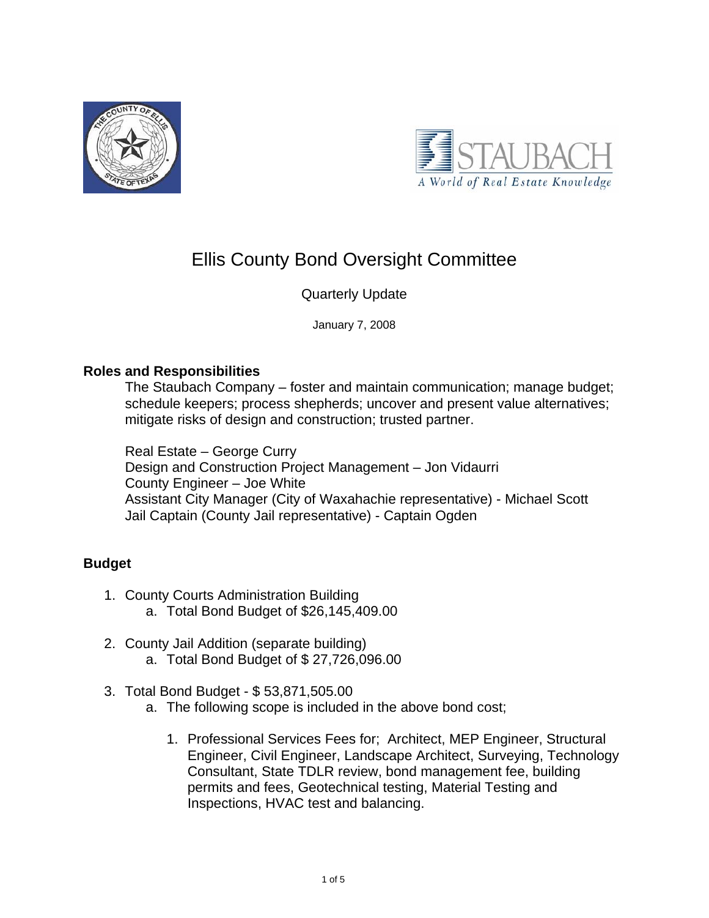# Ellis County Bond Oversight Committee

Quarterly Update

January 7, 2008

**Roles and Responsibilities**

The Staubach Company – foster and maintain communication; manage budget; schedule keepers; process shepherds; uncover and present value alternatives; mitigate risks of design and construction; trusted partner.

Real Estate – George Curry
Design and Construction Project Management – Jon Vidaurri
County Engineer – Joe White
Assistant City Manager (City of Waxahachie representative) - Michael Scott
Jail Captain (County Jail representative) - Captain Ogden

**Budget**

1. County Courts Administration Building
   a. Total Bond Budget of $26,145,409.00

2. County Jail Addition (separate building)
   a. Total Bond Budget of $ 27,726,096.00

3. Total Bond Budget - $ 53,871,505.00
   a. The following scope is included in the above bond cost;

      1. Professional Services Fees for; Architect, MEP Engineer, Structural Engineer, Civil Engineer, Landscape Architect, Surveying, Technology Consultant, State TDLR review, bond management fee, building permits and fees, Geotechnical testing, Material Testing and Inspections, HVAC test and balancing.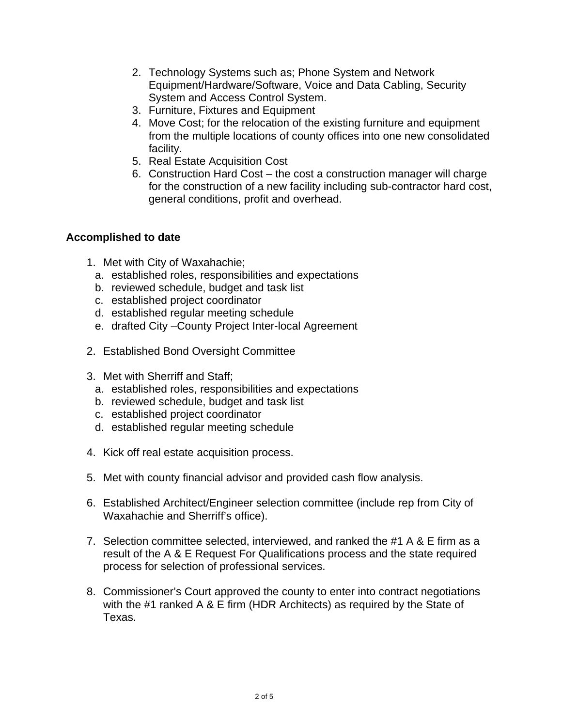2. Technology Systems such as; Phone System and Network Equipment/Hardware/Software, Voice and Data Cabling, Security System and Access Control System.
3. Furniture, Fixtures and Equipment
4. Move Cost; for the relocation of the existing furniture and equipment from the multiple locations of county offices into one new consolidated facility.
5. Real Estate Acquisition Cost
6. Construction Hard Cost – the cost a construction manager will charge for the construction of a new facility including sub-contractor hard cost, general conditions, profit and overhead.

**Accomplished to date**

1. Met with City of Waxahachie;
   a. established roles, responsibilities and expectations
   b. reviewed schedule, budget and task list
   c. established project coordinator
   d. established regular meeting schedule
   e. drafted City –County Project Inter-local Agreement

2. Established Bond Oversight Committee

3. Met with Sherriff and Staff;
   a. established roles, responsibilities and expectations
   b. reviewed schedule, budget and task list
   c. established project coordinator
   d. established regular meeting schedule

4. Kick off real estate acquisition process.

5. Met with county financial advisor and provided cash flow analysis.

6. Established Architect/Engineer selection committee (include rep from City of Waxahachie and Sherriff's office).

7. Selection committee selected, interviewed, and ranked the #1 A & E firm as a result of the A & E Request For Qualifications process and the state required process for selection of professional services.

8. Commissioner's Court approved the county to enter into contract negotiations with the #1 ranked A & E firm (HDR Architects) as required by the State of Texas.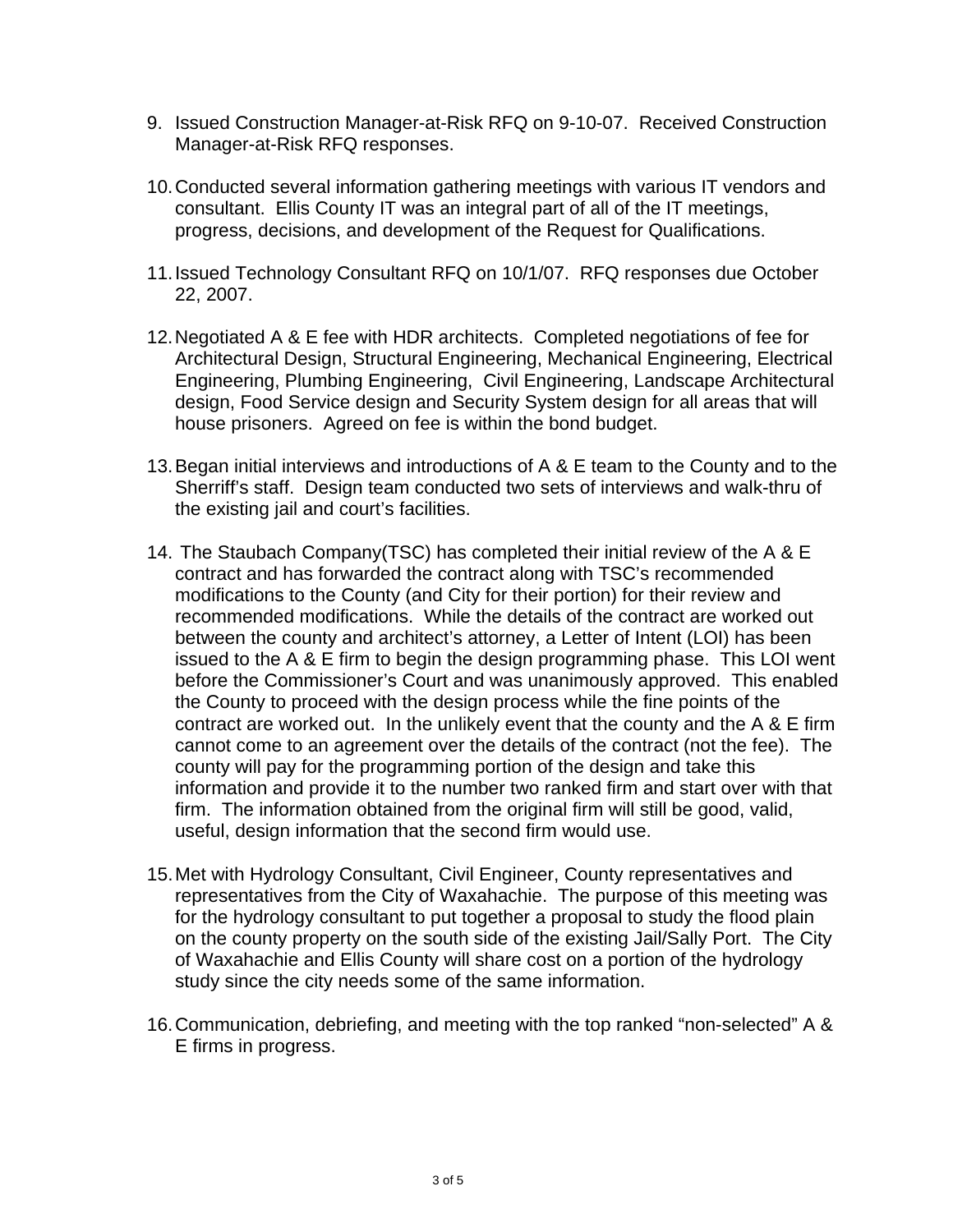9. Issued Construction Manager-at-Risk RFQ on 9-10-07. Received Construction Manager-at-Risk RFQ responses.

10. Conducted several information gathering meetings with various IT vendors and consultant. Ellis County IT was an integral part of all of the IT meetings, progress, decisions, and development of the Request for Qualifications.

11. Issued Technology Consultant RFQ on 10/1/07. RFQ responses due October 22, 2007.

12. Negotiated A & E fee with HDR architects. Completed negotiations of fee for Architectural Design, Structural Engineering, Mechanical Engineering, Electrical Engineering, Plumbing Engineering, Civil Engineering, Landscape Architectural design, Food Service design and Security System design for all areas that will house prisoners. Agreed on fee is within the bond budget.

13. Began initial interviews and introductions of A & E team to the County and to the Sherriff's staff. Design team conducted two sets of interviews and walk-thru of the existing jail and court's facilities.

14. The Staubach Company(TSC) has completed their initial review of the A & E contract and has forwarded the contract along with TSC's recommended modifications to the County (and City for their portion) for their review and recommended modifications. While the details of the contract are worked out between the county and architect's attorney, a Letter of Intent (LOI) has been issued to the A & E firm to begin the design programming phase. This LOI went before the Commissioner's Court and was unanimously approved. This enabled the County to proceed with the design process while the fine points of the contract are worked out. In the unlikely event that the county and the A & E firm cannot come to an agreement over the details of the contract (not the fee). The county will pay for the programming portion of the design and take this information and provide it to the number two ranked firm and start over with that firm. The information obtained from the original firm will still be good, valid, useful, design information that the second firm would use.

15. Met with Hydrology Consultant, Civil Engineer, County representatives and representatives from the City of Waxahachie. The purpose of this meeting was for the hydrology consultant to put together a proposal to study the flood plain on the county property on the south side of the existing Jail/Sally Port. The City of Waxahachie and Ellis County will share cost on a portion of the hydrology study since the city needs some of the same information.

16. Communication, debriefing, and meeting with the top ranked "non-selected" A & E firms in progress.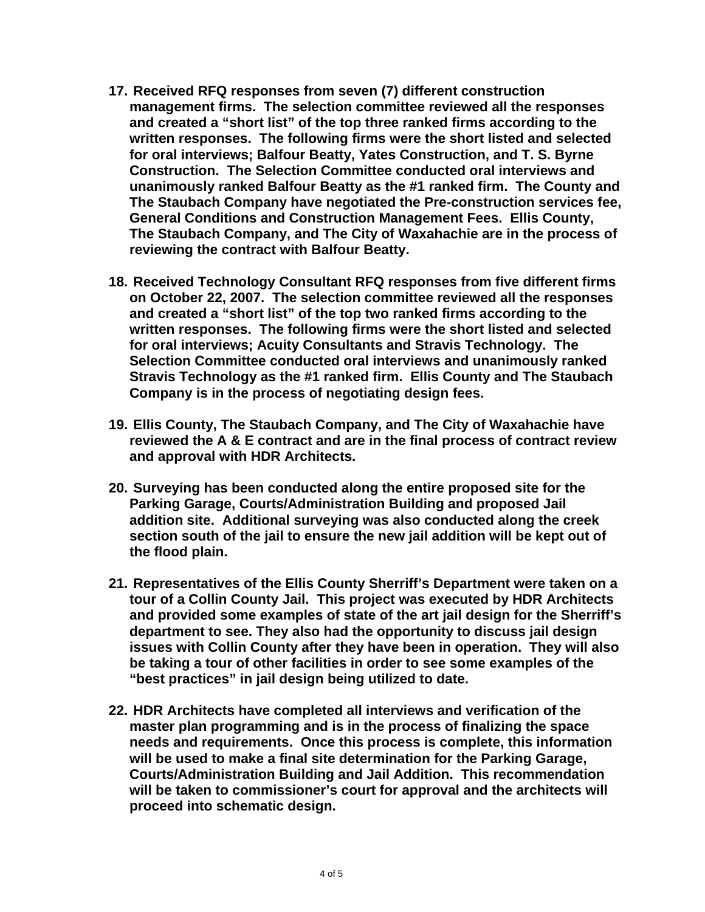17. **Received RFQ responses from seven (7) different construction management firms. The selection committee reviewed all the responses and created a "short list" of the top three ranked firms according to the written responses. The following firms were the short listed and selected for oral interviews; Balfour Beatty, Yates Construction, and T. S. Byrne Construction. The Selection Committee conducted oral interviews and unanimously ranked Balfour Beatty as the #1 ranked firm. The County and The Staubach Company have negotiated the Pre-construction services fee, General Conditions and Construction Management Fees. Ellis County, The Staubach Company, and The City of Waxahachie are in the process of reviewing the contract with Balfour Beatty.**

18. **Received Technology Consultant RFQ responses from five different firms on October 22, 2007. The selection committee reviewed all the responses and created a "short list" of the top two ranked firms according to the written responses. The following firms were the short listed and selected for oral interviews; Acuity Consultants and Stravis Technology. The Selection Committee conducted oral interviews and unanimously ranked Stravis Technology as the #1 ranked firm. Ellis County and The Staubach Company is in the process of negotiating design fees.**

19. **Ellis County, The Staubach Company, and The City of Waxahachie have reviewed the A & E contract and are in the final process of contract review and approval with HDR Architects.**

20. **Surveying has been conducted along the entire proposed site for the Parking Garage, Courts/Administration Building and proposed Jail addition site. Additional surveying was also conducted along the creek section south of the jail to ensure the new jail addition will be kept out of the flood plain.**

21. **Representatives of the Ellis County Sherriff's Department were taken on a tour of a Collin County Jail. This project was executed by HDR Architects and provided some examples of state of the art jail design for the Sherriff's department to see. They also had the opportunity to discuss jail design issues with Collin County after they have been in operation. They will also be taking a tour of other facilities in order to see some examples of the "best practices" in jail design being utilized to date.**

22. **HDR Architects have completed all interviews and verification of the master plan programming and is in the process of finalizing the space needs and requirements. Once this process is complete, this information will be used to make a final site determination for the Parking Garage, Courts/Administration Building and Jail Addition. This recommendation will be taken to commissioner's court for approval and the architects will proceed into schematic design.**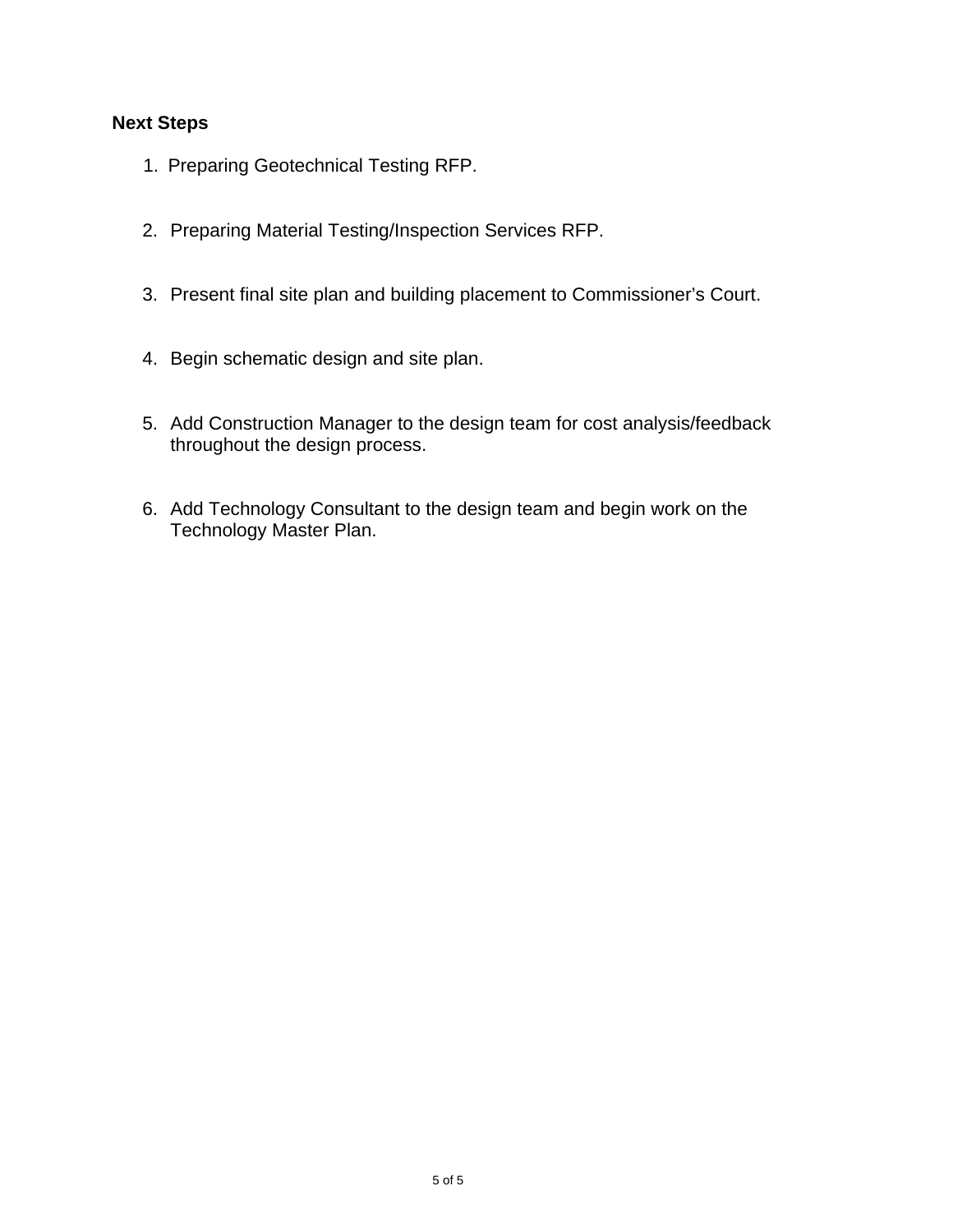**Next Steps**

1. Preparing Geotechnical Testing RFP.

2. Preparing Material Testing/Inspection Services RFP.

3. Present final site plan and building placement to Commissioner's Court.

4. Begin schematic design and site plan.

5. Add Construction Manager to the design team for cost analysis/feedback throughout the design process.

6. Add Technology Consultant to the design team and begin work on the Technology Master Plan.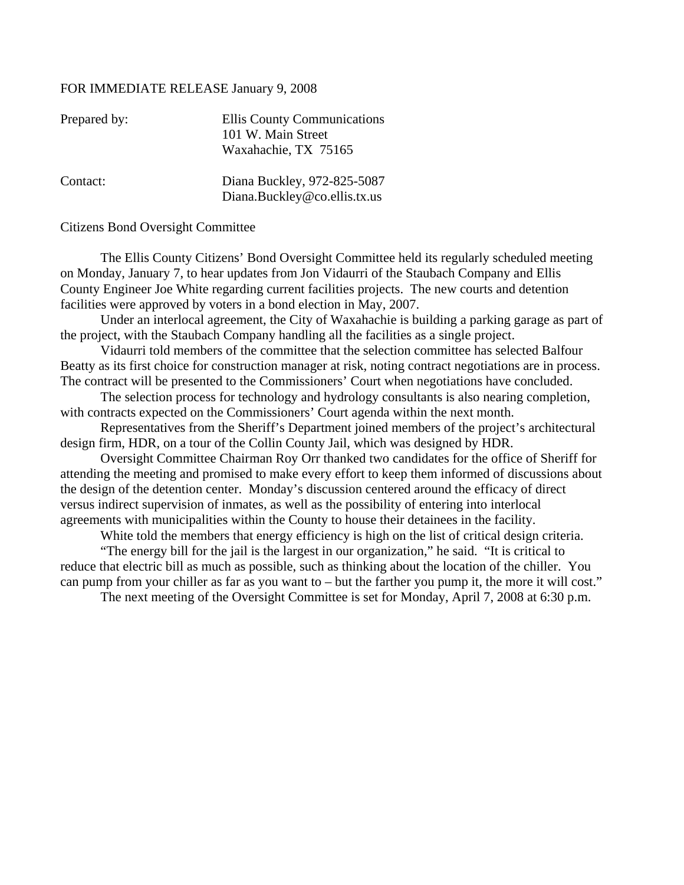FOR IMMEDIATE RELEASE January 9, 2008

| | |
|---|---|
| Prepared by: | Ellis County Communications<br>101 W. Main Street<br>Waxahachie, TX 75165 |
| Contact: | Diana Buckley, 972-825-5087<br>Diana.Buckley@co.ellis.tx.us |

Citizens Bond Oversight Committee

The Ellis County Citizens' Bond Oversight Committee held its regularly scheduled meeting on Monday, January 7, to hear updates from Jon Vidaurri of the Staubach Company and Ellis County Engineer Joe White regarding current facilities projects. The new courts and detention facilities were approved by voters in a bond election in May, 2007.

Under an interlocal agreement, the City of Waxahachie is building a parking garage as part of the project, with the Staubach Company handling all the facilities as a single project.

Vidaurri told members of the committee that the selection committee has selected Balfour Beatty as its first choice for construction manager at risk, noting contract negotiations are in process. The contract will be presented to the Commissioners' Court when negotiations have concluded.

The selection process for technology and hydrology consultants is also nearing completion, with contracts expected on the Commissioners' Court agenda within the next month.

Representatives from the Sheriff's Department joined members of the project's architectural design firm, HDR, on a tour of the Collin County Jail, which was designed by HDR.

Oversight Committee Chairman Roy Orr thanked two candidates for the office of Sheriff for attending the meeting and promised to make every effort to keep them informed of discussions about the design of the detention center. Monday's discussion centered around the efficacy of direct versus indirect supervision of inmates, as well as the possibility of entering into interlocal agreements with municipalities within the County to house their detainees in the facility.

White told the members that energy efficiency is high on the list of critical design criteria.

"The energy bill for the jail is the largest in our organization," he said. "It is critical to reduce that electric bill as much as possible, such as thinking about the location of the chiller. You can pump from your chiller as far as you want to – but the farther you pump it, the more it will cost."

The next meeting of the Oversight Committee is set for Monday, April 7, 2008 at 6:30 p.m.